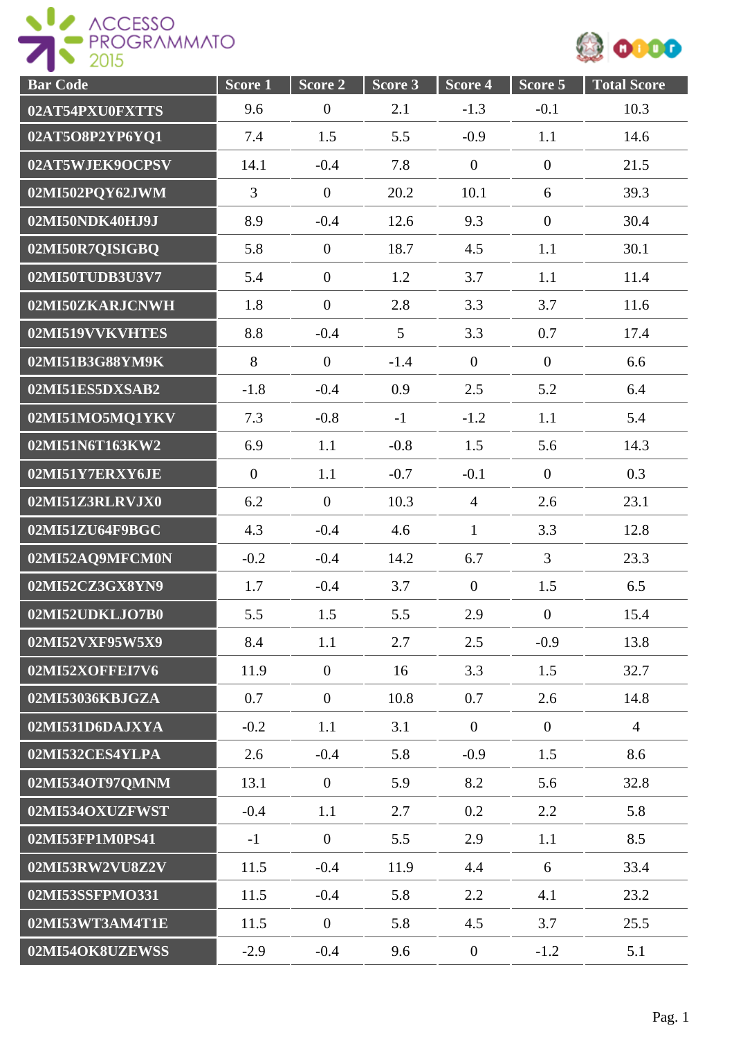| Bar Code | Score 1 | Score 2 | Score 3 | Score 4 | Score 5 | Total Score |
|---|---|---|---|---|---|---|
| 02AT54PXU0FXTTS | 9.6 | 0 | 2.1 | -1.3 | -0.1 | 10.3 |
| 02AT5O8P2YP6YQ1 | 7.4 | 1.5 | 5.5 | -0.9 | 1.1 | 14.6 |
| 02AT5WJEK9OCPSV | 14.1 | -0.4 | 7.8 | 0 | 0 | 21.5 |
| 02MI502PQY62JWM | 3 | 0 | 20.2 | 10.1 | 6 | 39.3 |
| 02MI50NDK40HJ9J | 8.9 | -0.4 | 12.6 | 9.3 | 0 | 30.4 |
| 02MI50R7QISIGBQ | 5.8 | 0 | 18.7 | 4.5 | 1.1 | 30.1 |
| 02MI50TUDB3U3V7 | 5.4 | 0 | 1.2 | 3.7 | 1.1 | 11.4 |
| 02MI50ZKARJCNWH | 1.8 | 0 | 2.8 | 3.3 | 3.7 | 11.6 |
| 02MI519VVKVHTES | 8.8 | -0.4 | 5 | 3.3 | 0.7 | 17.4 |
| 02MI51B3G88YM9K | 8 | 0 | -1.4 | 0 | 0 | 6.6 |
| 02MI51ES5DXSAB2 | -1.8 | -0.4 | 0.9 | 2.5 | 5.2 | 6.4 |
| 02MI51MO5MQ1YKV | 7.3 | -0.8 | -1 | -1.2 | 1.1 | 5.4 |
| 02MI51N6T163KW2 | 6.9 | 1.1 | -0.8 | 1.5 | 5.6 | 14.3 |
| 02MI51Y7ERXY6JE | 0 | 1.1 | -0.7 | -0.1 | 0 | 0.3 |
| 02MI51Z3RLRVJX0 | 6.2 | 0 | 10.3 | 4 | 2.6 | 23.1 |
| 02MI51ZU64F9BGC | 4.3 | -0.4 | 4.6 | 1 | 3.3 | 12.8 |
| 02MI52AQ9MFCM0N | -0.2 | -0.4 | 14.2 | 6.7 | 3 | 23.3 |
| 02MI52CZ3GX8YN9 | 1.7 | -0.4 | 3.7 | 0 | 1.5 | 6.5 |
| 02MI52UDKLJO7B0 | 5.5 | 1.5 | 5.5 | 2.9 | 0 | 15.4 |
| 02MI52VXF95W5X9 | 8.4 | 1.1 | 2.7 | 2.5 | -0.9 | 13.8 |
| 02MI52XOFFEI7V6 | 11.9 | 0 | 16 | 3.3 | 1.5 | 32.7 |
| 02MI53036KBJGZA | 0.7 | 0 | 10.8 | 0.7 | 2.6 | 14.8 |
| 02MI531D6DAJXYA | -0.2 | 1.1 | 3.1 | 0 | 0 | 4 |
| 02MI532CES4YLPA | 2.6 | -0.4 | 5.8 | -0.9 | 1.5 | 8.6 |
| 02MI534OT97QMNM | 13.1 | 0 | 5.9 | 8.2 | 5.6 | 32.8 |
| 02MI534OXUZFWST | -0.4 | 1.1 | 2.7 | 0.2 | 2.2 | 5.8 |
| 02MI53FP1M0PS41 | -1 | 0 | 5.5 | 2.9 | 1.1 | 8.5 |
| 02MI53RW2VU8Z2V | 11.5 | -0.4 | 11.9 | 4.4 | 6 | 33.4 |
| 02MI53SSFPMO331 | 11.5 | -0.4 | 5.8 | 2.2 | 4.1 | 23.2 |
| 02MI53WT3AM4T1E | 11.5 | 0 | 5.8 | 4.5 | 3.7 | 25.5 |
| 02MI54OK8UZEWSS | -2.9 | -0.4 | 9.6 | 0 | -1.2 | 5.1 |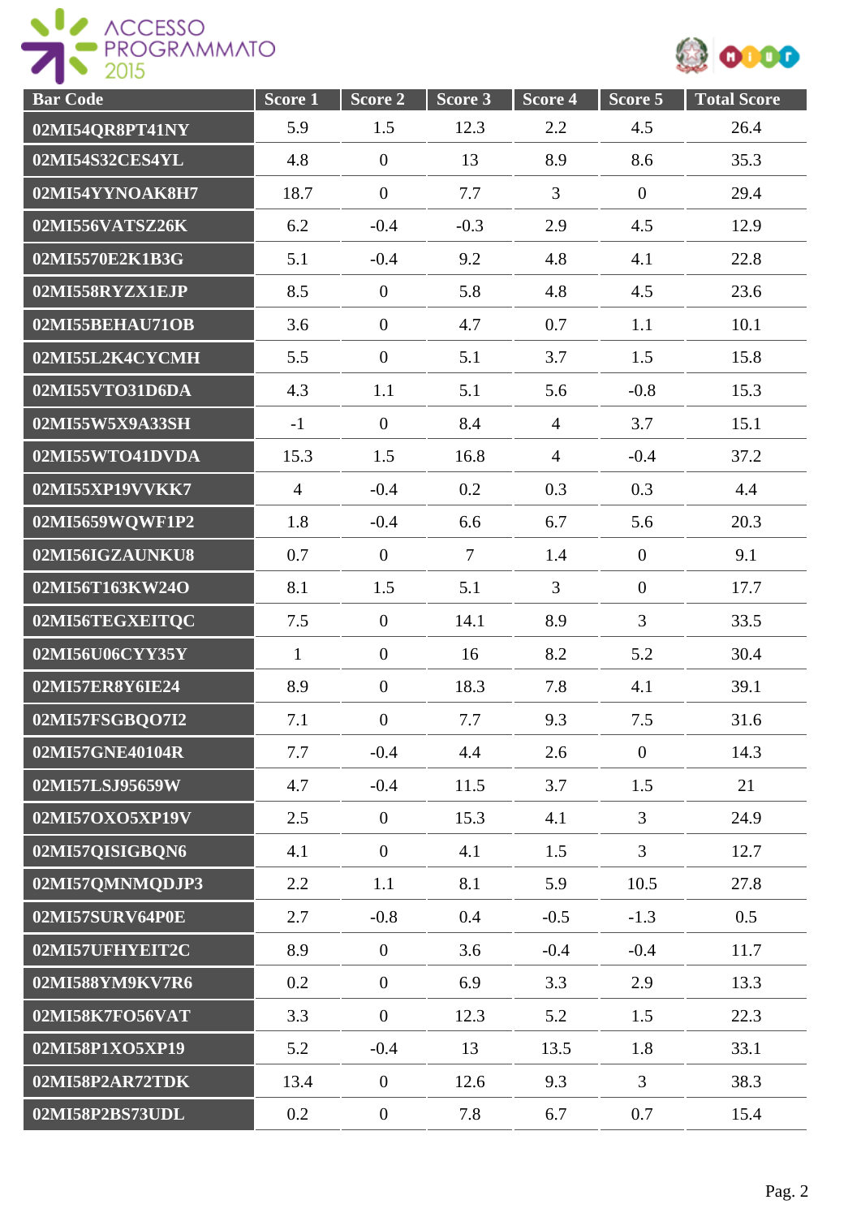| Bar Code | Score 1 | Score 2 | Score 3 | Score 4 | Score 5 | Total Score |
|---|---|---|---|---|---|---|
| 02MI54QR8PT41NY | 5.9 | 1.5 | 12.3 | 2.2 | 4.5 | 26.4 |
| 02MI54S32CES4YL | 4.8 | 0 | 13 | 8.9 | 8.6 | 35.3 |
| 02MI54YYNOAK8H7 | 18.7 | 0 | 7.7 | 3 | 0 | 29.4 |
| 02MI556VATSZ26K | 6.2 | -0.4 | -0.3 | 2.9 | 4.5 | 12.9 |
| 02MI5570E2K1B3G | 5.1 | -0.4 | 9.2 | 4.8 | 4.1 | 22.8 |
| 02MI558RYZX1EJP | 8.5 | 0 | 5.8 | 4.8 | 4.5 | 23.6 |
| 02MI55BEHAU71OB | 3.6 | 0 | 4.7 | 0.7 | 1.1 | 10.1 |
| 02MI55L2K4CYCMH | 5.5 | 0 | 5.1 | 3.7 | 1.5 | 15.8 |
| 02MI55VTO31D6DA | 4.3 | 1.1 | 5.1 | 5.6 | -0.8 | 15.3 |
| 02MI55W5X9A33SH | -1 | 0 | 8.4 | 4 | 3.7 | 15.1 |
| 02MI55WTO41DVDA | 15.3 | 1.5 | 16.8 | 4 | -0.4 | 37.2 |
| 02MI55XP19VVKK7 | 4 | -0.4 | 0.2 | 0.3 | 0.3 | 4.4 |
| 02MI5659WQWF1P2 | 1.8 | -0.4 | 6.6 | 6.7 | 5.6 | 20.3 |
| 02MI56IGZAUNKU8 | 0.7 | 0 | 7 | 1.4 | 0 | 9.1 |
| 02MI56T163KW24O | 8.1 | 1.5 | 5.1 | 3 | 0 | 17.7 |
| 02MI56TEGXEITQC | 7.5 | 0 | 14.1 | 8.9 | 3 | 33.5 |
| 02MI56U06CYY35Y | 1 | 0 | 16 | 8.2 | 5.2 | 30.4 |
| 02MI57ER8Y6IE24 | 8.9 | 0 | 18.3 | 7.8 | 4.1 | 39.1 |
| 02MI57FSGBQO7I2 | 7.1 | 0 | 7.7 | 9.3 | 7.5 | 31.6 |
| 02MI57GNE40104R | 7.7 | -0.4 | 4.4 | 2.6 | 0 | 14.3 |
| 02MI57LSJ95659W | 4.7 | -0.4 | 11.5 | 3.7 | 1.5 | 21 |
| 02MI57OXO5XP19V | 2.5 | 0 | 15.3 | 4.1 | 3 | 24.9 |
| 02MI57QISIGBQN6 | 4.1 | 0 | 4.1 | 1.5 | 3 | 12.7 |
| 02MI57QMNMQDJP3 | 2.2 | 1.1 | 8.1 | 5.9 | 10.5 | 27.8 |
| 02MI57SURV64P0E | 2.7 | -0.8 | 0.4 | -0.5 | -1.3 | 0.5 |
| 02MI57UFHYEIT2C | 8.9 | 0 | 3.6 | -0.4 | -0.4 | 11.7 |
| 02MI588YM9KV7R6 | 0.2 | 0 | 6.9 | 3.3 | 2.9 | 13.3 |
| 02MI58K7FO56VAT | 3.3 | 0 | 12.3 | 5.2 | 1.5 | 22.3 |
| 02MI58P1XO5XP19 | 5.2 | -0.4 | 13 | 13.5 | 1.8 | 33.1 |
| 02MI58P2AR72TDK | 13.4 | 0 | 12.6 | 9.3 | 3 | 38.3 |
| 02MI58P2BS73UDL | 0.2 | 0 | 7.8 | 6.7 | 0.7 | 15.4 |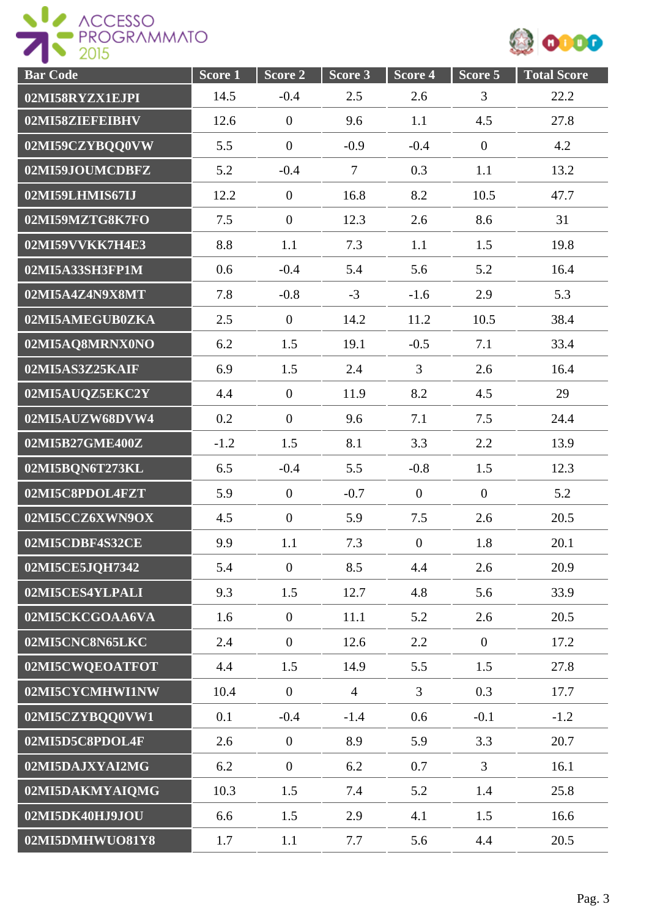| Bar Code | Score 1 | Score 2 | Score 3 | Score 4 | Score 5 | Total Score |
|---|---|---|---|---|---|---|
| 02MI58RYZX1EJPI | 14.5 | -0.4 | 2.5 | 2.6 | 3 | 22.2 |
| 02MI58ZIEFEIBHV | 12.6 | 0 | 9.6 | 1.1 | 4.5 | 27.8 |
| 02MI59CZYBQQ0VW | 5.5 | 0 | -0.9 | -0.4 | 0 | 4.2 |
| 02MI59JOUMCDBFZ | 5.2 | -0.4 | 7 | 0.3 | 1.1 | 13.2 |
| 02MI59LHMIS67IJ | 12.2 | 0 | 16.8 | 8.2 | 10.5 | 47.7 |
| 02MI59MZTG8K7FO | 7.5 | 0 | 12.3 | 2.6 | 8.6 | 31 |
| 02MI59VVKK7H4E3 | 8.8 | 1.1 | 7.3 | 1.1 | 1.5 | 19.8 |
| 02MI5A33SH3FP1M | 0.6 | -0.4 | 5.4 | 5.6 | 5.2 | 16.4 |
| 02MI5A4Z4N9X8MT | 7.8 | -0.8 | -3 | -1.6 | 2.9 | 5.3 |
| 02MI5AMEGUB0ZKA | 2.5 | 0 | 14.2 | 11.2 | 10.5 | 38.4 |
| 02MI5AQ8MRNX0NO | 6.2 | 1.5 | 19.1 | -0.5 | 7.1 | 33.4 |
| 02MI5AS3Z25KAIF | 6.9 | 1.5 | 2.4 | 3 | 2.6 | 16.4 |
| 02MI5AUQZ5EKC2Y | 4.4 | 0 | 11.9 | 8.2 | 4.5 | 29 |
| 02MI5AUZW68DVW4 | 0.2 | 0 | 9.6 | 7.1 | 7.5 | 24.4 |
| 02MI5B27GME400Z | -1.2 | 1.5 | 8.1 | 3.3 | 2.2 | 13.9 |
| 02MI5BQN6T273KL | 6.5 | -0.4 | 5.5 | -0.8 | 1.5 | 12.3 |
| 02MI5C8PDOL4FZT | 5.9 | 0 | -0.7 | 0 | 0 | 5.2 |
| 02MI5CCZ6XWN9OX | 4.5 | 0 | 5.9 | 7.5 | 2.6 | 20.5 |
| 02MI5CDBF4S32CE | 9.9 | 1.1 | 7.3 | 0 | 1.8 | 20.1 |
| 02MI5CE5JQH7342 | 5.4 | 0 | 8.5 | 4.4 | 2.6 | 20.9 |
| 02MI5CES4YLPALI | 9.3 | 1.5 | 12.7 | 4.8 | 5.6 | 33.9 |
| 02MI5CKCGOAA6VA | 1.6 | 0 | 11.1 | 5.2 | 2.6 | 20.5 |
| 02MI5CNC8N65LKC | 2.4 | 0 | 12.6 | 2.2 | 0 | 17.2 |
| 02MI5CWQEOATFOT | 4.4 | 1.5 | 14.9 | 5.5 | 1.5 | 27.8 |
| 02MI5CYCMHWI1NW | 10.4 | 0 | 4 | 3 | 0.3 | 17.7 |
| 02MI5CZYBQQ0VW1 | 0.1 | -0.4 | -1.4 | 0.6 | -0.1 | -1.2 |
| 02MI5D5C8PDOL4F | 2.6 | 0 | 8.9 | 5.9 | 3.3 | 20.7 |
| 02MI5DAJXYAI2MG | 6.2 | 0 | 6.2 | 0.7 | 3 | 16.1 |
| 02MI5DAKMYAIQMG | 10.3 | 1.5 | 7.4 | 5.2 | 1.4 | 25.8 |
| 02MI5DK40HJ9JOU | 6.6 | 1.5 | 2.9 | 4.1 | 1.5 | 16.6 |
| 02MI5DMHWUO81Y8 | 1.7 | 1.1 | 7.7 | 5.6 | 4.4 | 20.5 |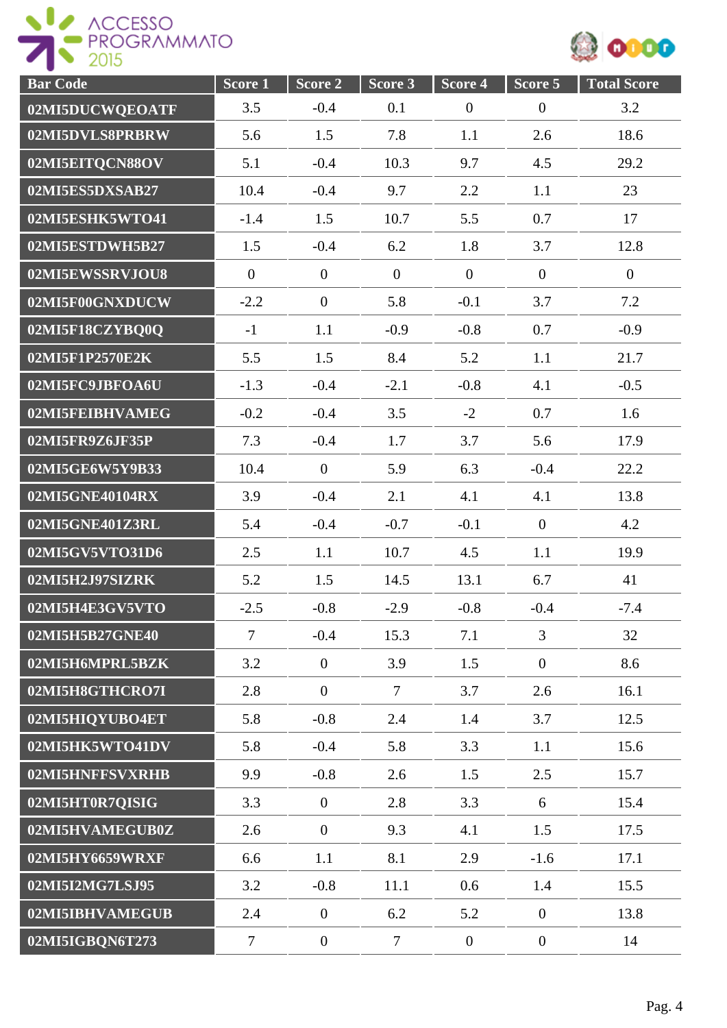| Bar Code | Score 1 | Score 2 | Score 3 | Score 4 | Score 5 | Total Score |
|---|---|---|---|---|---|---|
| 02MI5DUCWQEOATF | 3.5 | -0.4 | 0.1 | 0 | 0 | 3.2 |
| 02MI5DVLS8PRBRW | 5.6 | 1.5 | 7.8 | 1.1 | 2.6 | 18.6 |
| 02MI5EITQCN88OV | 5.1 | -0.4 | 10.3 | 9.7 | 4.5 | 29.2 |
| 02MI5ES5DXSAB27 | 10.4 | -0.4 | 9.7 | 2.2 | 1.1 | 23 |
| 02MI5ESHK5WTO41 | -1.4 | 1.5 | 10.7 | 5.5 | 0.7 | 17 |
| 02MI5ESTDWH5B27 | 1.5 | -0.4 | 6.2 | 1.8 | 3.7 | 12.8 |
| 02MI5EWSSRVJOU8 | 0 | 0 | 0 | 0 | 0 | 0 |
| 02MI5F00GNXDUCW | -2.2 | 0 | 5.8 | -0.1 | 3.7 | 7.2 |
| 02MI5F18CZYBQ0Q | -1 | 1.1 | -0.9 | -0.8 | 0.7 | -0.9 |
| 02MI5F1P2570E2K | 5.5 | 1.5 | 8.4 | 5.2 | 1.1 | 21.7 |
| 02MI5FC9JBFOA6U | -1.3 | -0.4 | -2.1 | -0.8 | 4.1 | -0.5 |
| 02MI5FEIBHVAMEG | -0.2 | -0.4 | 3.5 | -2 | 0.7 | 1.6 |
| 02MI5FR9Z6JF35P | 7.3 | -0.4 | 1.7 | 3.7 | 5.6 | 17.9 |
| 02MI5GE6W5Y9B33 | 10.4 | 0 | 5.9 | 6.3 | -0.4 | 22.2 |
| 02MI5GNE40104RX | 3.9 | -0.4 | 2.1 | 4.1 | 4.1 | 13.8 |
| 02MI5GNE401Z3RL | 5.4 | -0.4 | -0.7 | -0.1 | 0 | 4.2 |
| 02MI5GV5VTO31D6 | 2.5 | 1.1 | 10.7 | 4.5 | 1.1 | 19.9 |
| 02MI5H2J97SIZRK | 5.2 | 1.5 | 14.5 | 13.1 | 6.7 | 41 |
| 02MI5H4E3GV5VTO | -2.5 | -0.8 | -2.9 | -0.8 | -0.4 | -7.4 |
| 02MI5H5B27GNE40 | 7 | -0.4 | 15.3 | 7.1 | 3 | 32 |
| 02MI5H6MPRL5BZK | 3.2 | 0 | 3.9 | 1.5 | 0 | 8.6 |
| 02MI5H8GTHCRO7I | 2.8 | 0 | 7 | 3.7 | 2.6 | 16.1 |
| 02MI5HIQYUBO4ET | 5.8 | -0.8 | 2.4 | 1.4 | 3.7 | 12.5 |
| 02MI5HK5WTO41DV | 5.8 | -0.4 | 5.8 | 3.3 | 1.1 | 15.6 |
| 02MI5HNFFSVXRHB | 9.9 | -0.8 | 2.6 | 1.5 | 2.5 | 15.7 |
| 02MI5HT0R7QISIG | 3.3 | 0 | 2.8 | 3.3 | 6 | 15.4 |
| 02MI5HVAMEGUB0Z | 2.6 | 0 | 9.3 | 4.1 | 1.5 | 17.5 |
| 02MI5HY6659WRXF | 6.6 | 1.1 | 8.1 | 2.9 | -1.6 | 17.1 |
| 02MI5I2MG7LSJ95 | 3.2 | -0.8 | 11.1 | 0.6 | 1.4 | 15.5 |
| 02MI5IBHVAMEGUB | 2.4 | 0 | 6.2 | 5.2 | 0 | 13.8 |
| 02MI5IGBQN6T273 | 7 | 0 | 7 | 0 | 0 | 14 |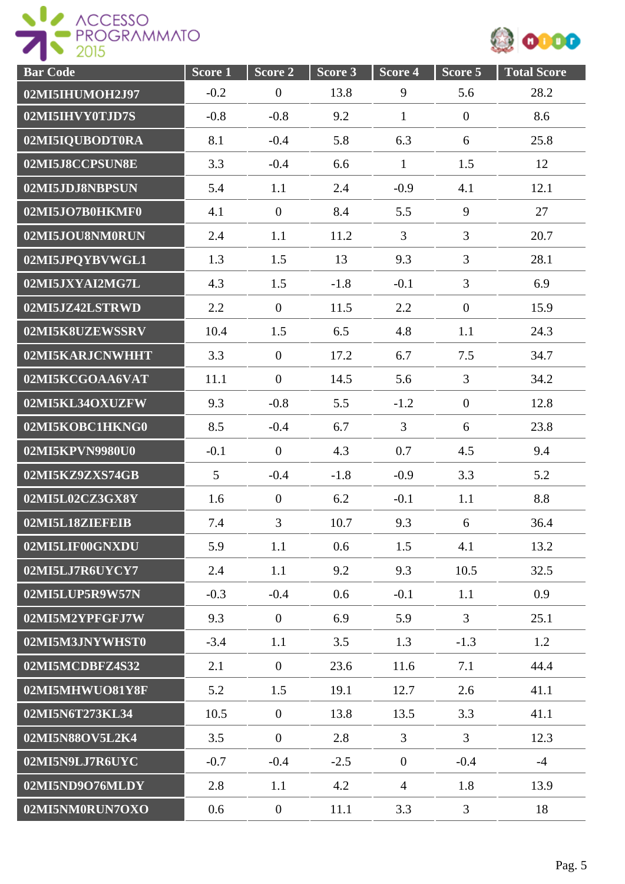| Bar Code | Score 1 | Score 2 | Score 3 | Score 4 | Score 5 | Total Score |
|---|---|---|---|---|---|---|
| 02MI5IHUMOH2J97 | -0.2 | 0 | 13.8 | 9 | 5.6 | 28.2 |
| 02MI5IHVY0TJD7S | -0.8 | -0.8 | 9.2 | 1 | 0 | 8.6 |
| 02MI5IQUBODT0RA | 8.1 | -0.4 | 5.8 | 6.3 | 6 | 25.8 |
| 02MI5J8CCPSUN8E | 3.3 | -0.4 | 6.6 | 1 | 1.5 | 12 |
| 02MI5JDJ8NBPSUN | 5.4 | 1.1 | 2.4 | -0.9 | 4.1 | 12.1 |
| 02MI5JO7B0HKMF0 | 4.1 | 0 | 8.4 | 5.5 | 9 | 27 |
| 02MI5JOU8NM0RUN | 2.4 | 1.1 | 11.2 | 3 | 3 | 20.7 |
| 02MI5JPQYBVWGL1 | 1.3 | 1.5 | 13 | 9.3 | 3 | 28.1 |
| 02MI5JXYAI2MG7L | 4.3 | 1.5 | -1.8 | -0.1 | 3 | 6.9 |
| 02MI5JZ42LSTRWD | 2.2 | 0 | 11.5 | 2.2 | 0 | 15.9 |
| 02MI5K8UZEWSSRV | 10.4 | 1.5 | 6.5 | 4.8 | 1.1 | 24.3 |
| 02MI5KARJCNWHHT | 3.3 | 0 | 17.2 | 6.7 | 7.5 | 34.7 |
| 02MI5KCGOAA6VAT | 11.1 | 0 | 14.5 | 5.6 | 3 | 34.2 |
| 02MI5KL34OXUZFW | 9.3 | -0.8 | 5.5 | -1.2 | 0 | 12.8 |
| 02MI5KOBC1HKNG0 | 8.5 | -0.4 | 6.7 | 3 | 6 | 23.8 |
| 02MI5KPVN9980U0 | -0.1 | 0 | 4.3 | 0.7 | 4.5 | 9.4 |
| 02MI5KZ9ZXS74GB | 5 | -0.4 | -1.8 | -0.9 | 3.3 | 5.2 |
| 02MI5L02CZ3GX8Y | 1.6 | 0 | 6.2 | -0.1 | 1.1 | 8.8 |
| 02MI5L18ZIEFEIB | 7.4 | 3 | 10.7 | 9.3 | 6 | 36.4 |
| 02MI5LIF00GNXDU | 5.9 | 1.1 | 0.6 | 1.5 | 4.1 | 13.2 |
| 02MI5LJ7R6UYCY7 | 2.4 | 1.1 | 9.2 | 9.3 | 10.5 | 32.5 |
| 02MI5LUP5R9W57N | -0.3 | -0.4 | 0.6 | -0.1 | 1.1 | 0.9 |
| 02MI5M2YPFGFJ7W | 9.3 | 0 | 6.9 | 5.9 | 3 | 25.1 |
| 02MI5M3JNYWHST0 | -3.4 | 1.1 | 3.5 | 1.3 | -1.3 | 1.2 |
| 02MI5MCDBFZ4S32 | 2.1 | 0 | 23.6 | 11.6 | 7.1 | 44.4 |
| 02MI5MHWUO81Y8F | 5.2 | 1.5 | 19.1 | 12.7 | 2.6 | 41.1 |
| 02MI5N6T273KL34 | 10.5 | 0 | 13.8 | 13.5 | 3.3 | 41.1 |
| 02MI5N88OV5L2K4 | 3.5 | 0 | 2.8 | 3 | 3 | 12.3 |
| 02MI5N9LJ7R6UYC | -0.7 | -0.4 | -2.5 | 0 | -0.4 | -4 |
| 02MI5ND9O76MLDY | 2.8 | 1.1 | 4.2 | 4 | 1.8 | 13.9 |
| 02MI5NM0RUN7OXO | 0.6 | 0 | 11.1 | 3.3 | 3 | 18 |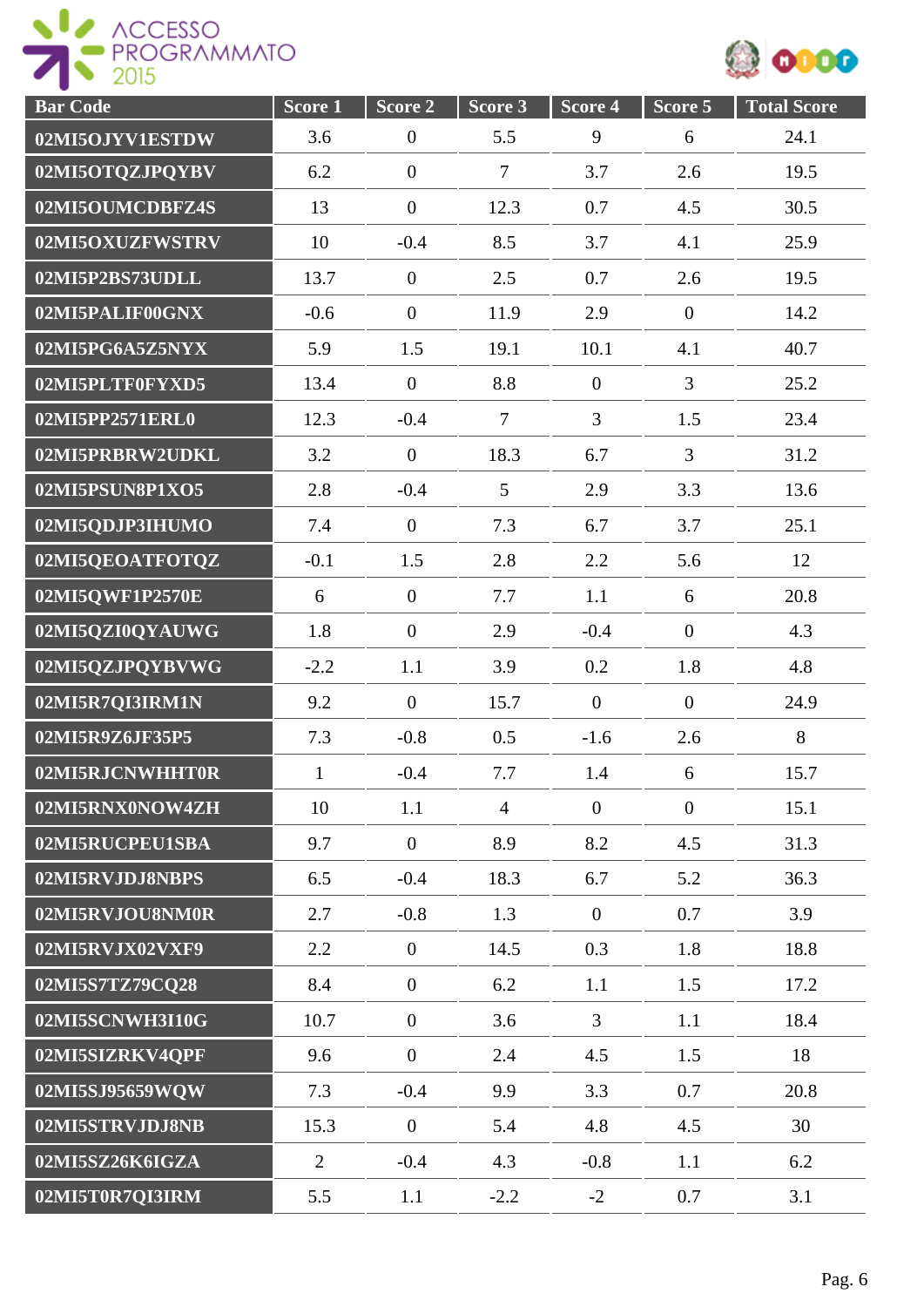| Bar Code | Score 1 | Score 2 | Score 3 | Score 4 | Score 5 | Total Score |
| --- | --- | --- | --- | --- | --- | --- |
| 02MI5OJYV1ESTDW | 3.6 | 0 | 5.5 | 9 | 6 | 24.1 |
| 02MI5OTQZJPQYBV | 6.2 | 0 | 7 | 3.7 | 2.6 | 19.5 |
| 02MI5OUMCDBFZ4S | 13 | 0 | 12.3 | 0.7 | 4.5 | 30.5 |
| 02MI5OXUZFWSTRV | 10 | -0.4 | 8.5 | 3.7 | 4.1 | 25.9 |
| 02MI5P2BS73UDLL | 13.7 | 0 | 2.5 | 0.7 | 2.6 | 19.5 |
| 02MI5PALIF00GNX | -0.6 | 0 | 11.9 | 2.9 | 0 | 14.2 |
| 02MI5PG6A5Z5NYX | 5.9 | 1.5 | 19.1 | 10.1 | 4.1 | 40.7 |
| 02MI5PLTF0FYXD5 | 13.4 | 0 | 8.8 | 0 | 3 | 25.2 |
| 02MI5PP2571ERL0 | 12.3 | -0.4 | 7 | 3 | 1.5 | 23.4 |
| 02MI5PRBRW2UDKL | 3.2 | 0 | 18.3 | 6.7 | 3 | 31.2 |
| 02MI5PSUN8P1XO5 | 2.8 | -0.4 | 5 | 2.9 | 3.3 | 13.6 |
| 02MI5QDJP3IHUMO | 7.4 | 0 | 7.3 | 6.7 | 3.7 | 25.1 |
| 02MI5QEOATFOTQZ | -0.1 | 1.5 | 2.8 | 2.2 | 5.6 | 12 |
| 02MI5QWF1P2570E | 6 | 0 | 7.7 | 1.1 | 6 | 20.8 |
| 02MI5QZI0QYAUWG | 1.8 | 0 | 2.9 | -0.4 | 0 | 4.3 |
| 02MI5QZJPQYBVWG | -2.2 | 1.1 | 3.9 | 0.2 | 1.8 | 4.8 |
| 02MI5R7QI3IRM1N | 9.2 | 0 | 15.7 | 0 | 0 | 24.9 |
| 02MI5R9Z6JF35P5 | 7.3 | -0.8 | 0.5 | -1.6 | 2.6 | 8 |
| 02MI5RJCNWHHT0R | 1 | -0.4 | 7.7 | 1.4 | 6 | 15.7 |
| 02MI5RNX0NOW4ZH | 10 | 1.1 | 4 | 0 | 0 | 15.1 |
| 02MI5RUCPEU1SBA | 9.7 | 0 | 8.9 | 8.2 | 4.5 | 31.3 |
| 02MI5RVJDJ8NBPS | 6.5 | -0.4 | 18.3 | 6.7 | 5.2 | 36.3 |
| 02MI5RVJOU8NM0R | 2.7 | -0.8 | 1.3 | 0 | 0.7 | 3.9 |
| 02MI5RVJX02VXF9 | 2.2 | 0 | 14.5 | 0.3 | 1.8 | 18.8 |
| 02MI5S7TZ79CQ28 | 8.4 | 0 | 6.2 | 1.1 | 1.5 | 17.2 |
| 02MI5SCNWH3I10G | 10.7 | 0 | 3.6 | 3 | 1.1 | 18.4 |
| 02MI5SIZRKV4QPF | 9.6 | 0 | 2.4 | 4.5 | 1.5 | 18 |
| 02MI5SJ95659WQW | 7.3 | -0.4 | 9.9 | 3.3 | 0.7 | 20.8 |
| 02MI5STRVJDJ8NB | 15.3 | 0 | 5.4 | 4.8 | 4.5 | 30 |
| 02MI5SZ26K6IGZA | 2 | -0.4 | 4.3 | -0.8 | 1.1 | 6.2 |
| 02MI5T0R7QI3IRM | 5.5 | 1.1 | -2.2 | -2 | 0.7 | 3.1 |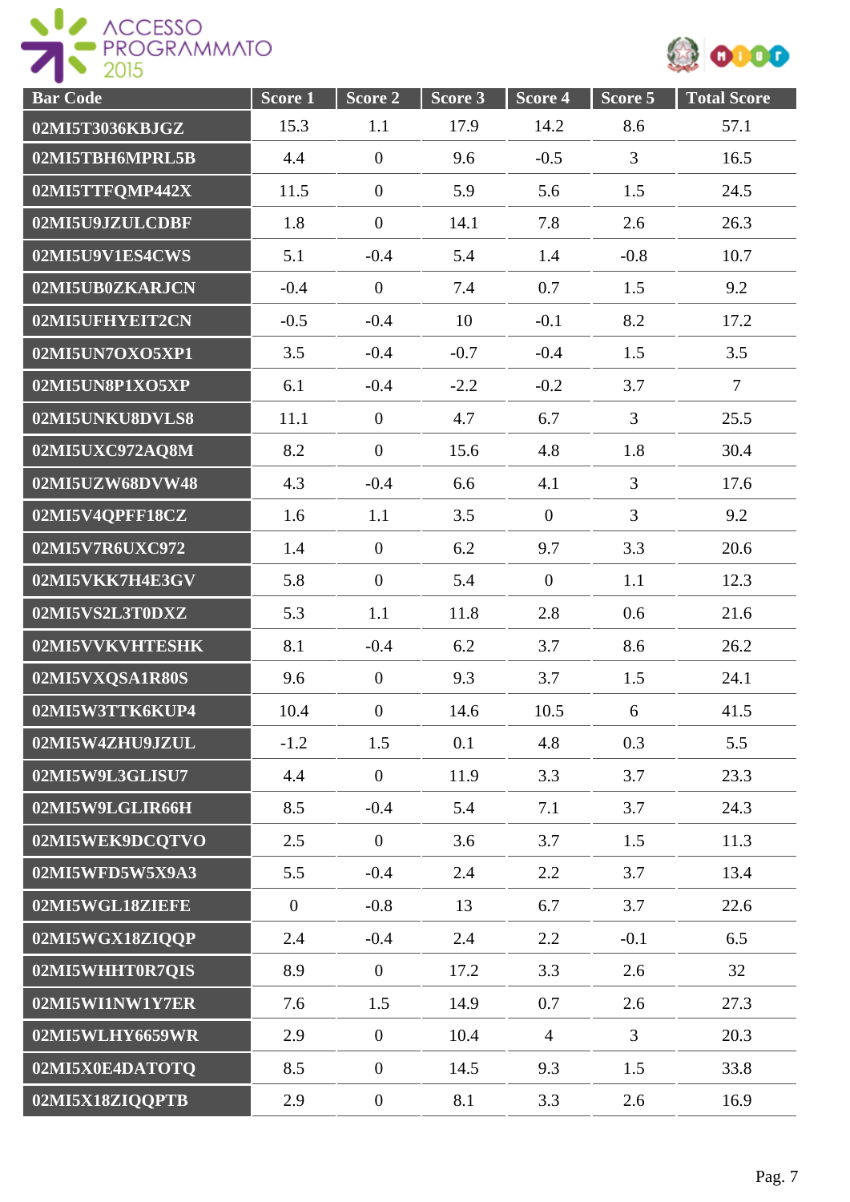| Bar Code | Score 1 | Score 2 | Score 3 | Score 4 | Score 5 | Total Score |
|---|---|---|---|---|---|---|
| 02MI5T3036KBJGZ | 15.3 | 1.1 | 17.9 | 14.2 | 8.6 | 57.1 |
| 02MI5TBH6MPRL5B | 4.4 | 0 | 9.6 | -0.5 | 3 | 16.5 |
| 02MI5TTFQMP442X | 11.5 | 0 | 5.9 | 5.6 | 1.5 | 24.5 |
| 02MI5U9JZULCDBF | 1.8 | 0 | 14.1 | 7.8 | 2.6 | 26.3 |
| 02MI5U9V1ES4CWS | 5.1 | -0.4 | 5.4 | 1.4 | -0.8 | 10.7 |
| 02MI5UB0ZKARJCN | -0.4 | 0 | 7.4 | 0.7 | 1.5 | 9.2 |
| 02MI5UFHYEIT2CN | -0.5 | -0.4 | 10 | -0.1 | 8.2 | 17.2 |
| 02MI5UN7OXO5XP1 | 3.5 | -0.4 | -0.7 | -0.4 | 1.5 | 3.5 |
| 02MI5UN8P1XO5XP | 6.1 | -0.4 | -2.2 | -0.2 | 3.7 | 7 |
| 02MI5UNKU8DVLS8 | 11.1 | 0 | 4.7 | 6.7 | 3 | 25.5 |
| 02MI5UXC972AQ8M | 8.2 | 0 | 15.6 | 4.8 | 1.8 | 30.4 |
| 02MI5UZW68DVW48 | 4.3 | -0.4 | 6.6 | 4.1 | 3 | 17.6 |
| 02MI5V4QPFF18CZ | 1.6 | 1.1 | 3.5 | 0 | 3 | 9.2 |
| 02MI5V7R6UXC972 | 1.4 | 0 | 6.2 | 9.7 | 3.3 | 20.6 |
| 02MI5VKK7H4E3GV | 5.8 | 0 | 5.4 | 0 | 1.1 | 12.3 |
| 02MI5VS2L3T0DXZ | 5.3 | 1.1 | 11.8 | 2.8 | 0.6 | 21.6 |
| 02MI5VVKVHTESHK | 8.1 | -0.4 | 6.2 | 3.7 | 8.6 | 26.2 |
| 02MI5VXQSA1R80S | 9.6 | 0 | 9.3 | 3.7 | 1.5 | 24.1 |
| 02MI5W3TTK6KUP4 | 10.4 | 0 | 14.6 | 10.5 | 6 | 41.5 |
| 02MI5W4ZHU9JZUL | -1.2 | 1.5 | 0.1 | 4.8 | 0.3 | 5.5 |
| 02MI5W9L3GLISU7 | 4.4 | 0 | 11.9 | 3.3 | 3.7 | 23.3 |
| 02MI5W9LGLIR66H | 8.5 | -0.4 | 5.4 | 7.1 | 3.7 | 24.3 |
| 02MI5WEK9DCQTVO | 2.5 | 0 | 3.6 | 3.7 | 1.5 | 11.3 |
| 02MI5WFD5W5X9A3 | 5.5 | -0.4 | 2.4 | 2.2 | 3.7 | 13.4 |
| 02MI5WGL18ZIEFE | 0 | -0.8 | 13 | 6.7 | 3.7 | 22.6 |
| 02MI5WGX18ZIQQP | 2.4 | -0.4 | 2.4 | 2.2 | -0.1 | 6.5 |
| 02MI5WHHT0R7QIS | 8.9 | 0 | 17.2 | 3.3 | 2.6 | 32 |
| 02MI5WI1NW1Y7ER | 7.6 | 1.5 | 14.9 | 0.7 | 2.6 | 27.3 |
| 02MI5WLHY6659WR | 2.9 | 0 | 10.4 | 4 | 3 | 20.3 |
| 02MI5X0E4DATOTQ | 8.5 | 0 | 14.5 | 9.3 | 1.5 | 33.8 |
| 02MI5X18ZIQQPTB | 2.9 | 0 | 8.1 | 3.3 | 2.6 | 16.9 |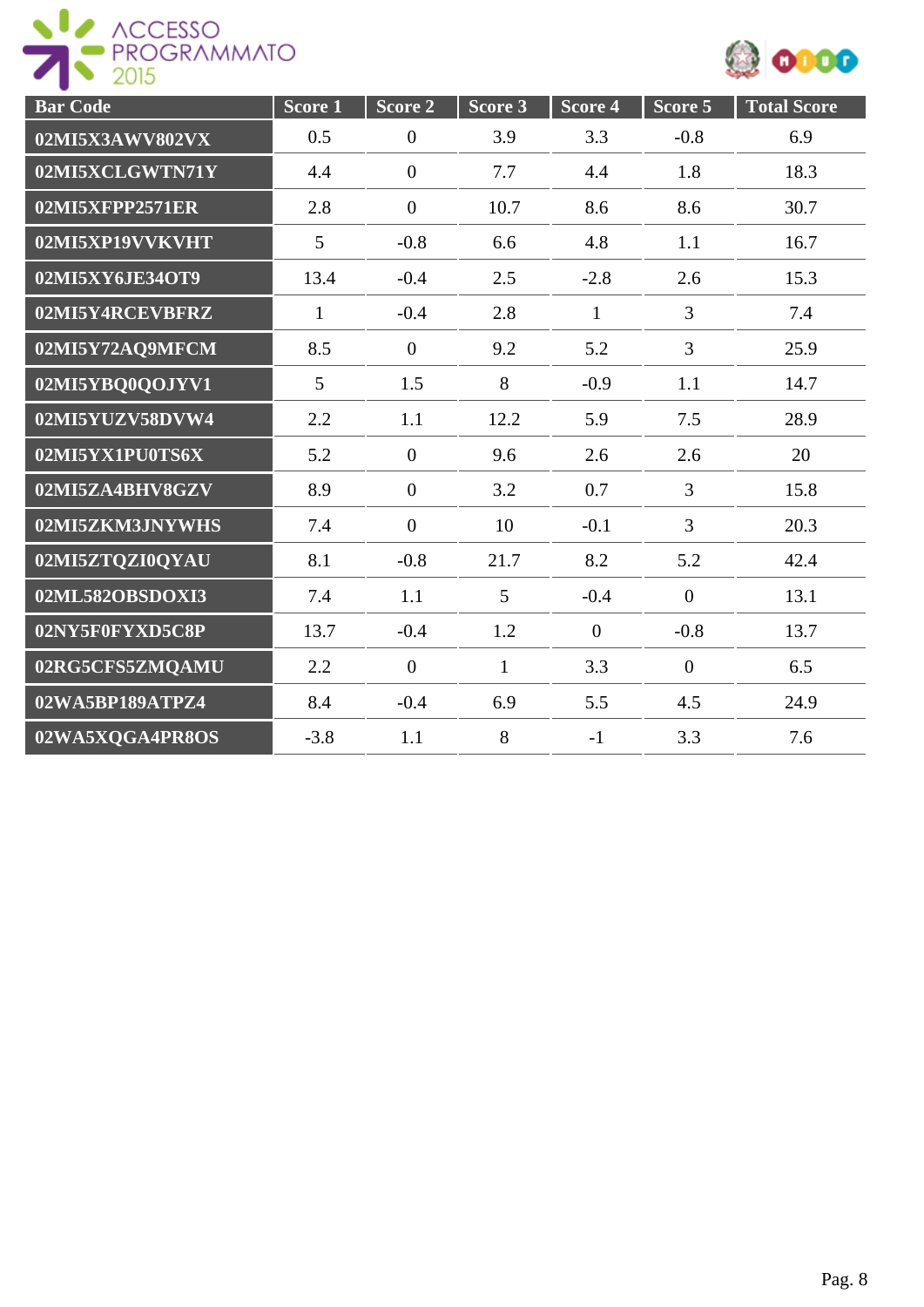| Bar Code | Score 1 | Score 2 | Score 3 | Score 4 | Score 5 | Total Score |
|---|---|---|---|---|---|---|
| 02MI5X3AWV802VX | 0.5 | 0 | 3.9 | 3.3 | -0.8 | 6.9 |
| 02MI5XCLGWTN71Y | 4.4 | 0 | 7.7 | 4.4 | 1.8 | 18.3 |
| 02MI5XFPP2571ER | 2.8 | 0 | 10.7 | 8.6 | 8.6 | 30.7 |
| 02MI5XP19VVKVHT | 5 | -0.8 | 6.6 | 4.8 | 1.1 | 16.7 |
| 02MI5XY6JE34OT9 | 13.4 | -0.4 | 2.5 | -2.8 | 2.6 | 15.3 |
| 02MI5Y4RCEVBFRZ | 1 | -0.4 | 2.8 | 1 | 3 | 7.4 |
| 02MI5Y72AQ9MFCM | 8.5 | 0 | 9.2 | 5.2 | 3 | 25.9 |
| 02MI5YBQ0QOJYV1 | 5 | 1.5 | 8 | -0.9 | 1.1 | 14.7 |
| 02MI5YUZV58DVW4 | 2.2 | 1.1 | 12.2 | 5.9 | 7.5 | 28.9 |
| 02MI5YX1PU0TS6X | 5.2 | 0 | 9.6 | 2.6 | 2.6 | 20 |
| 02MI5ZA4BHV8GZV | 8.9 | 0 | 3.2 | 0.7 | 3 | 15.8 |
| 02MI5ZKM3JNYWHS | 7.4 | 0 | 10 | -0.1 | 3 | 20.3 |
| 02MI5ZTQZI0QYAU | 8.1 | -0.8 | 21.7 | 8.2 | 5.2 | 42.4 |
| 02ML582OBSDOXI3 | 7.4 | 1.1 | 5 | -0.4 | 0 | 13.1 |
| 02NY5F0FYXD5C8P | 13.7 | -0.4 | 1.2 | 0 | -0.8 | 13.7 |
| 02RG5CFS5ZMQAMU | 2.2 | 0 | 1 | 3.3 | 0 | 6.5 |
| 02WA5BP189ATPZ4 | 8.4 | -0.4 | 6.9 | 5.5 | 4.5 | 24.9 |
| 02WA5XQGA4PR8OS | -3.8 | 1.1 | 8 | -1 | 3.3 | 7.6 |